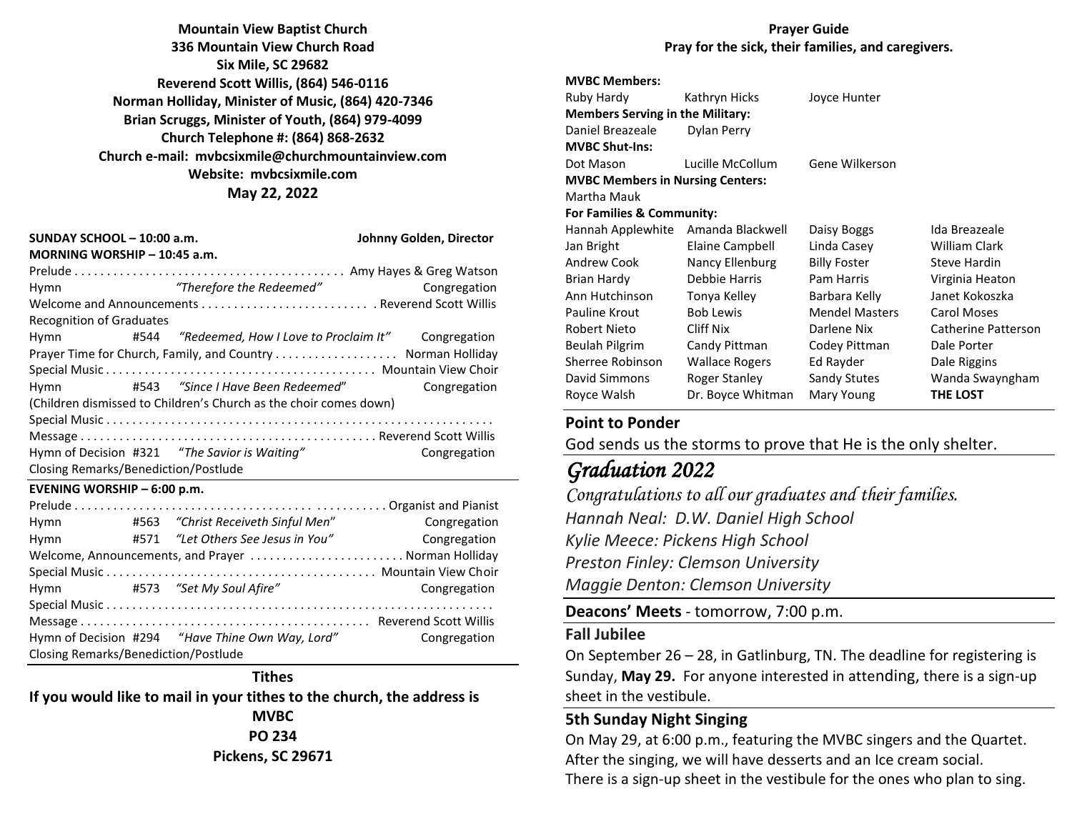**Mountain View Baptist Church**
**336 Mountain View Church Road**
**Six Mile, SC 29682**
**Reverend Scott Willis, (864) 546-0116**
**Norman Holliday, Minister of Music, (864) 420-7346**
**Brian Scruggs, Minister of Youth, (864) 979-4099**
**Church Telephone #: (864) 868-2632**
**Church e-mail: mvbcsixmile@churchmountainview.com**
**Website: mvbcsixmile.com**
**May 22, 2022**

**SUNDAY SCHOOL – 10:00 a.m.** **Johnny Golden, Director**
**MORNING WORSHIP – 10:45 a.m.**

Prelude . . . . . . . . . . . . . . . . . . . . . . . . . . . . . . . . . . . . . . . . . Amy Hayes & Greg Watson
Hymn *"Therefore the Redeemed"* Congregation
Welcome and Announcements . . . . . . . . . . . . . . . . . . . . . . . . . . Reverend Scott Willis
Recognition of Graduates
Hymn #544 *"Redeemed, How I Love to Proclaim It"* Congregation
Prayer Time for Church, Family, and Country . . . . . . . . . . . . . . . . . . Norman Holliday
Special Music . . . . . . . . . . . . . . . . . . . . . . . . . . . . . . . . . . . . . . . . . Mountain View Choir
Hymn #543 *"Since I Have Been Redeemed"* Congregation
(Children dismissed to Children's Church as the choir comes down)
Special Music . . . . . . . . . . . . . . . . . . . . . . . . . . . . . . . . . . . . . . . . . . . . . . . . . . . . . . . . . .
Message . . . . . . . . . . . . . . . . . . . . . . . . . . . . . . . . . . . . . . . . . . . . . Reverend Scott Willis
Hymn of Decision #321 *"The Savior is Waiting"* Congregation
Closing Remarks/Benediction/Postlude

**EVENING WORSHIP – 6:00 p.m.**

Prelude . . . . . . . . . . . . . . . . . . . . . . . . . . . . . . . . . . . . . . . . . . . . . . Organist and Pianist
Hymn #563 *"Christ Receiveth Sinful Men"* Congregation
Hymn #571 *"Let Others See Jesus in You"* Congregation
Welcome, Announcements, and Prayer . . . . . . . . . . . . . . . . . . . . . . . Norman Holliday
Special Music . . . . . . . . . . . . . . . . . . . . . . . . . . . . . . . . . . . . . . . . . Mountain View Choir
Hymn #573 *"Set My Soul Afire"* Congregation
Special Music . . . . . . . . . . . . . . . . . . . . . . . . . . . . . . . . . . . . . . . . . . . . . . . . . . . . . . . . . .
Message . . . . . . . . . . . . . . . . . . . . . . . . . . . . . . . . . . . . . . . . . . . . Reverend Scott Willis
Hymn of Decision #294 *"Have Thine Own Way, Lord"* Congregation
Closing Remarks/Benediction/Postlude

**Tithes**

**If you would like to mail in your tithes to the church, the address is**
**MVBC**
**PO 234**
**Pickens, SC 29671**

**Prayer Guide**
**Pray for the sick, their families, and caregivers.**

**MVBC Members:**
Ruby Hardy, Kathryn Hicks, Joyce Hunter

**Members Serving in the Military:**
Daniel Breazeale, Dylan Perry

**MVBC Shut-Ins:**
Dot Mason, Lucille McCollum, Gene Wilkerson

**MVBC Members in Nursing Centers:**
Martha Mauk

**For Families & Community:**

| | | | |
|---|---|---|---|
| Hannah Applewhite | Amanda Blackwell | Daisy Boggs | Ida Breazeale |
| Jan Bright | Elaine Campbell | Linda Casey | William Clark |
| Andrew Cook | Nancy Ellenburg | Billy Foster | Steve Hardin |
| Brian Hardy | Debbie Harris | Pam Harris | Virginia Heaton |
| Ann Hutchinson | Tonya Kelley | Barbara Kelly | Janet Kokoszka |
| Pauline Krout | Bob Lewis | Mendel Masters | Carol Moses |
| Robert Nieto | Cliff Nix | Darlene Nix | Catherine Patterson |
| Beulah Pilgrim | Candy Pittman | Codey Pittman | Dale Porter |
| Sherree Robinson | Wallace Rogers | Ed Rayder | Dale Riggins |
| David Simmons | Roger Stanley | Sandy Stutes | Wanda Swayngham |
| Royce Walsh | Dr. Boyce Whitman | Mary Young | **THE LOST** |

## Point to Ponder

God sends us the storms to prove that He is the only shelter.

## *Graduation 2022*

*Congratulations to all our graduates and their families.*
*Hannah Neal: D.W. Daniel High School*
*Kylie Meece: Pickens High School*
*Preston Finley: Clemson University*
*Maggie Denton: Clemson University*

**Deacons' Meets** - tomorrow, 7:00 p.m.

## Fall Jubilee

On September 26 – 28, in Gatlinburg, TN. The deadline for registering is Sunday, **May 29.** For anyone interested in attending, there is a sign-up sheet in the vestibule.

## 5th Sunday Night Singing

On May 29, at 6:00 p.m., featuring the MVBC singers and the Quartet. After the singing, we will have desserts and an Ice cream social. There is a sign-up sheet in the vestibule for the ones who plan to sing.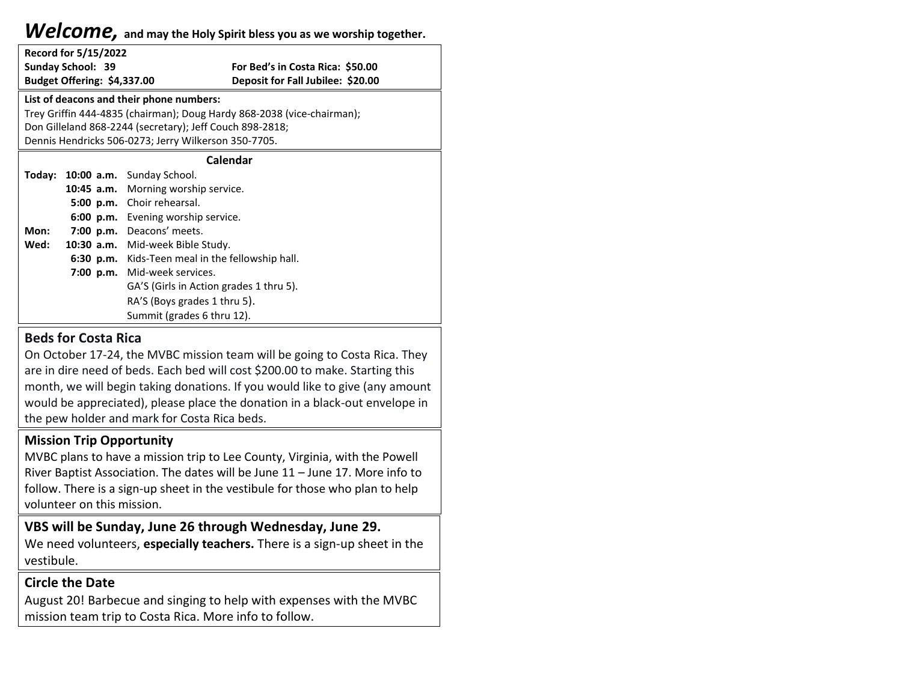# ***Welcome,*** **and may the Holy Spirit bless you as we worship together.**

| | |
|---|---|
| **Record for 5/15/2022** | |
| **Sunday School: 39** | **For Bed's in Costa Rica: $50.00** |
| **Budget Offering: $4,337.00** | **Deposit for Fall Jubilee: $20.00** |

**List of deacons and their phone numbers:**
Trey Griffin 444-4835 (chairman); Doug Hardy 868-2038 (vice-chairman);
Don Gilleland 868-2244 (secretary); Jeff Couch 898-2818;
Dennis Hendricks 506-0273; Jerry Wilkerson 350-7705.

**Calendar**

| | | |
|---|---|---|
| **Today:** | **10:00 a.m.** | Sunday School. |
| | **10:45 a.m.** | Morning worship service. |
| | **5:00 p.m.** | Choir rehearsal. |
| | **6:00 p.m.** | Evening worship service. |
| **Mon:** | **7:00 p.m.** | Deacons' meets. |
| **Wed:** | **10:30 a.m.** | Mid-week Bible Study. |
| | **6:30 p.m.** | Kids-Teen meal in the fellowship hall. |
| | **7:00 p.m.** | Mid-week services. |
| | | GA'S (Girls in Action grades 1 thru 5). |
| | | RA'S (Boys grades 1 thru 5). |
| | | Summit (grades 6 thru 12). |

## Beds for Costa Rica

On October 17-24, the MVBC mission team will be going to Costa Rica. They are in dire need of beds. Each bed will cost $200.00 to make. Starting this month, we will begin taking donations. If you would like to give (any amount would be appreciated), please place the donation in a black-out envelope in the pew holder and mark for Costa Rica beds.

## Mission Trip Opportunity

MVBC plans to have a mission trip to Lee County, Virginia, with the Powell River Baptist Association. The dates will be June 11 – June 17. More info to follow. There is a sign-up sheet in the vestibule for those who plan to help volunteer on this mission.

## VBS will be Sunday, June 26 through Wednesday, June 29.

We need volunteers, **especially teachers.** There is a sign-up sheet in the vestibule.

## Circle the Date

August 20! Barbecue and singing to help with expenses with the MVBC mission team trip to Costa Rica. More info to follow.